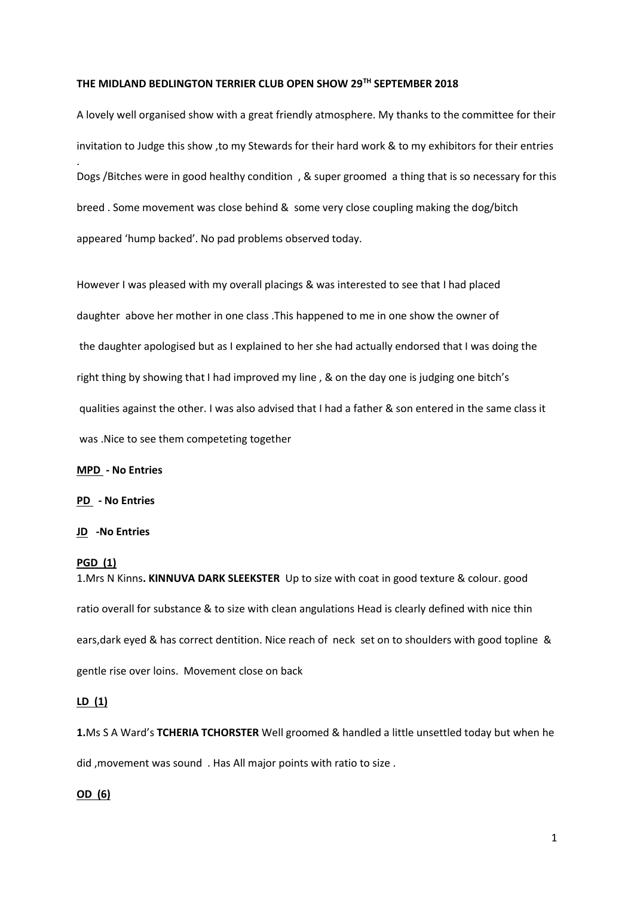**THE MIDLAND BEDLINGTON TERRIER CLUB OPEN SHOW 29TH SEPTEMBER 2018**

A lovely well organised show with a great friendly atmosphere. My thanks to the committee for their invitation to Judge this show ,to my Stewards for their hard work & to my exhibitors for their entries . Dogs /Bitches were in good healthy condition , & super groomed a thing that is so necessary for this breed . Some movement was close behind & some very close coupling making the dog/bitch appeared 'hump backed'. No pad problems observed today.

However I was pleased with my overall placings & was interested to see that I had placed daughter above her mother in one class .This happened to me in one show the owner of the daughter apologised but as I explained to her she had actually endorsed that I was doing the right thing by showing that I had improved my line , & on the day one is judging one bitch's qualities against the other. I was also advised that I had a father & son entered in the same class it was .Nice to see them competeting together

**MPD - No Entries**

**PD - No Entries**

**JD -No Entries**

**PGD (1)**

1.Mrs N Kinns**. KINNUVA DARK SLEEKSTER** Up to size with coat in good texture & colour. good ratio overall for substance & to size with clean angulations Head is clearly defined with nice thin ears,dark eyed & has correct dentition. Nice reach of neck set on to shoulders with good topline & gentle rise over loins. Movement close on back

**LD (1)**

**1.**Ms S A Ward's **TCHERIA TCHORSTER** Well groomed & handled a little unsettled today but when he did ,movement was sound . Has All major points with ratio to size .

**OD (6)**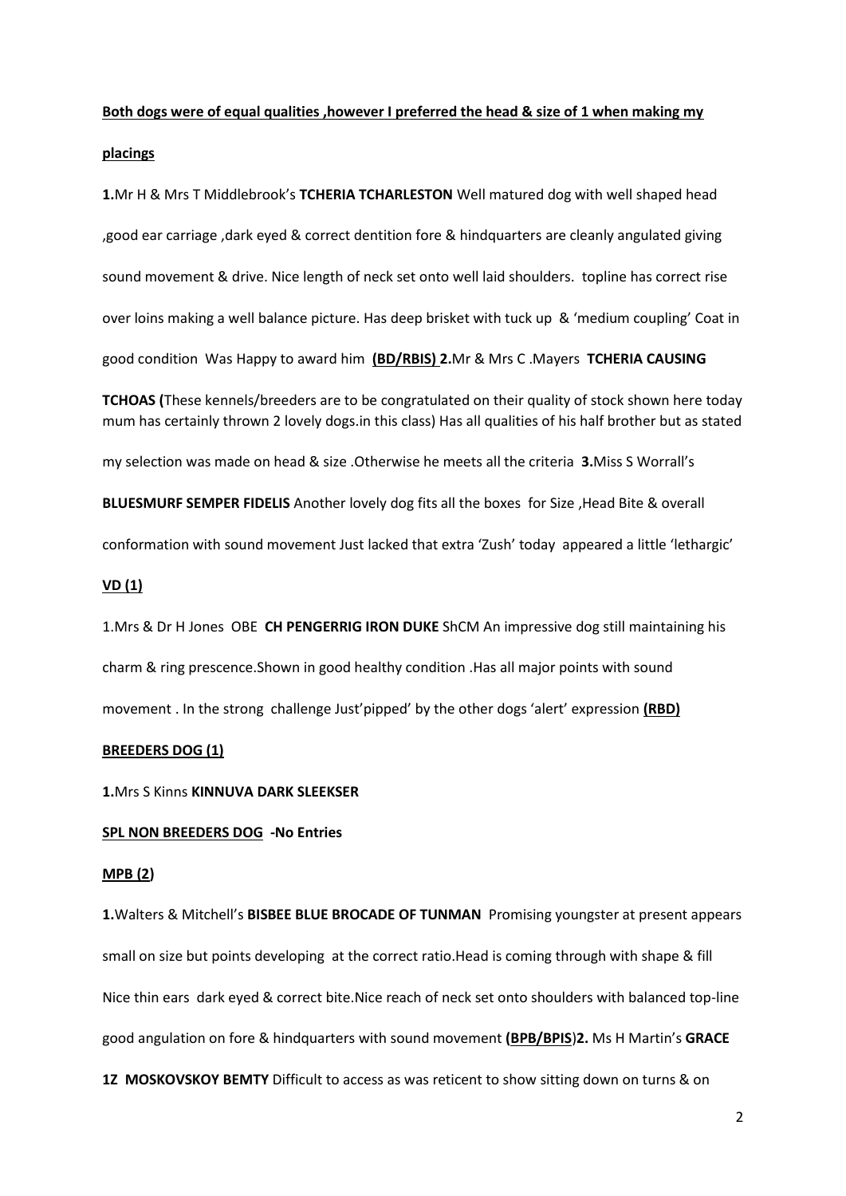**Both dogs were of equal qualities ,however I preferred the head & size of 1 when making my placings**

**1.**Mr H & Mrs T Middlebrook's **TCHERIA TCHARLESTON** Well matured dog with well shaped head ,good ear carriage ,dark eyed & correct dentition fore & hindquarters are cleanly angulated giving sound movement & drive. Nice length of neck set onto well laid shoulders. topline has correct rise over loins making a well balance picture. Has deep brisket with tuck up & 'medium coupling' Coat in good condition Was Happy to award him **(BD/RBIS) 2.**Mr & Mrs C .Mayers **TCHERIA CAUSING TCHOAS (**These kennels/breeders are to be congratulated on their quality of stock shown here today mum has certainly thrown 2 lovely dogs.in this class) Has all qualities of his half brother but as stated my selection was made on head & size .Otherwise he meets all the criteria **3.**Miss S Worrall's **BLUESMURF SEMPER FIDELIS** Another lovely dog fits all the boxes for Size ,Head Bite & overall conformation with sound movement Just lacked that extra 'Zush' today appeared a little 'lethargic'

**VD (1)**

1.Mrs & Dr H Jones OBE **CH PENGERRIG IRON DUKE** ShCM An impressive dog still maintaining his charm & ring prescence.Shown in good healthy condition .Has all major points with sound movement . In the strong challenge Just'pipped' by the other dogs 'alert' expression **(RBD)**

**BREEDERS DOG (1)**

**1.**Mrs S Kinns **KINNUVA DARK SLEEKSER**

**SPL NON BREEDERS DOG -No Entries**

**MPB (2)**

**1.**Walters & Mitchell's **BISBEE BLUE BROCADE OF TUNMAN** Promising youngster at present appears small on size but points developing at the correct ratio.Head is coming through with shape & fill Nice thin ears dark eyed & correct bite.Nice reach of neck set onto shoulders with balanced top-line good angulation on fore & hindquarters with sound movement **(BPB/BPIS)2.** Ms H Martin's **GRACE 1Z MOSKOVSKOY BEMTY** Difficult to access as was reticent to show sitting down on turns & on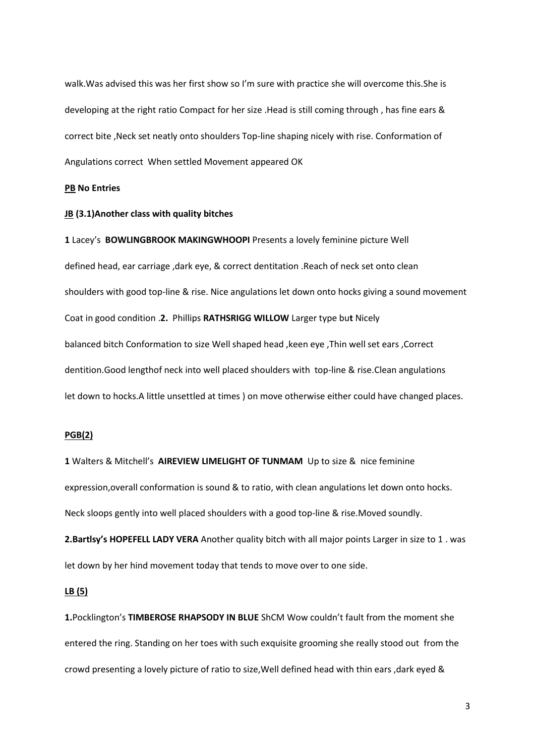walk.Was advised this was her first show so I'm sure with practice she will overcome this.She is developing at the right ratio Compact for her size .Head is still coming through , has fine ears & correct bite ,Neck set neatly onto shoulders Top-line shaping nicely with rise. Conformation of Angulations correct When settled Movement appeared OK

**PB No Entries**

**JB (3.1)Another class with quality bitches**

**1** Lacey's **BOWLINGBROOK MAKINGWHOOPI** Presents a lovely feminine picture Well defined head, ear carriage ,dark eye, & correct dentitation .Reach of neck set onto clean shoulders with good top-line & rise. Nice angulations let down onto hocks giving a sound movement Coat in good condition .**2.** Phillips **RATHSRIGG WILLOW** Larger type but Nicely balanced bitch Conformation to size Well shaped head ,keen eye ,Thin well set ears ,Correct dentition.Good lengthof neck into well placed shoulders with top-line & rise.Clean angulations let down to hocks.A little unsettled at times ) on move otherwise either could have changed places.

**PGB(2)**

**1** Walters & Mitchell's **AIREVIEW LIMELIGHT OF TUNMAM** Up to size & nice feminine expression,overall conformation is sound & to ratio, with clean angulations let down onto hocks. Neck sloops gently into well placed shoulders with a good top-line & rise.Moved soundly.

**2.Bartlsy's HOPEFELL LADY VERA** Another quality bitch with all major points Larger in size to 1 . was let down by her hind movement today that tends to move over to one side.

**LB (5)**

**1.**Pocklington's **TIMBEROSE RHAPSODY IN BLUE** ShCM Wow couldn't fault from the moment she entered the ring. Standing on her toes with such exquisite grooming she really stood out from the crowd presenting a lovely picture of ratio to size,Well defined head with thin ears ,dark eyed &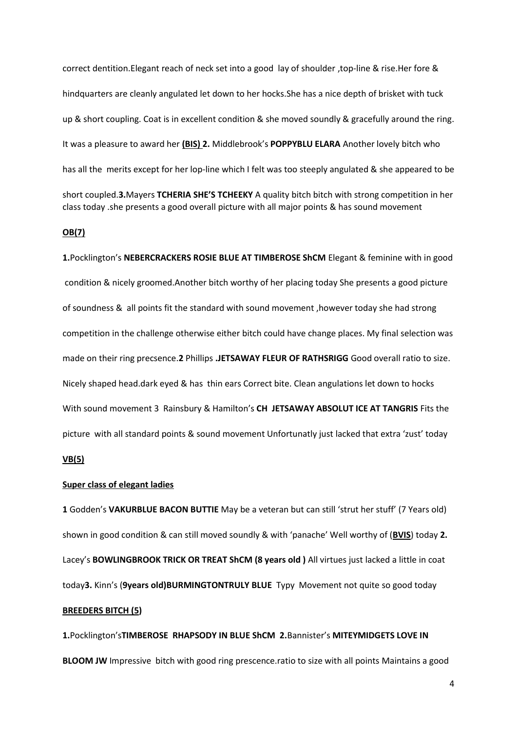correct dentition.Elegant reach of neck set into a good lay of shoulder ,top-line & rise.Her fore & hindquarters are cleanly angulated let down to her hocks.She has a nice depth of brisket with tuck up & short coupling. Coat is in excellent condition & she moved soundly & gracefully around the ring. It was a pleasure to award her **(BIS)** **2.** Middlebrook's **POPPYBLU ELARA** Another lovely bitch who has all the merits except for her lop-line which I felt was too steeply angulated & she appeared to be short coupled.**3.**Mayers **TCHERIA SHE'S TCHEEKY** A quality bitch bitch with strong competition in her class today .she presents a good overall picture with all major points & has sound movement

**OB(7)**

**1.**Pocklington's **NEBERCRACKERS ROSIE BLUE AT TIMBEROSE ShCM** Elegant & feminine with in good condition & nicely groomed.Another bitch worthy of her placing today She presents a good picture of soundness & all points fit the standard with sound movement ,however today she had strong competition in the challenge otherwise either bitch could have change places. My final selection was made on their ring precsence.**2** Phillips **.JETSAWAY FLEUR OF RATHSRIGG** Good overall ratio to size. Nicely shaped head.dark eyed & has thin ears Correct bite. Clean angulations let down to hocks With sound movement 3 Rainsbury & Hamilton's **CH JETSAWAY ABSOLUT ICE AT TANGRIS** Fits the picture with all standard points & sound movement Unfortunatly just lacked that extra 'zust' today

**VB(5)**

**Super class of elegant ladies**

**1** Godden's **VAKURBLUE BACON BUTTIE** May be a veteran but can still 'strut her stuff' (7 Years old) shown in good condition & can still moved soundly & with 'panache' Well worthy of (**BVIS**) today **2.** Lacey's **BOWLINGBROOK TRICK OR TREAT ShCM (8 years old )** All virtues just lacked a little in coat today**3.** Kinn's (**9years old)BURMINGTONTRULY BLUE** Typy Movement not quite so good today

**BREEDERS BITCH (5)**

**1.**Pocklington's**TIMBEROSE RHAPSODY IN BLUE ShCM** **2.**Bannister's **MITEYMIDGETS LOVE IN BLOOM JW** Impressive bitch with good ring prescence.ratio to size with all points Maintains a good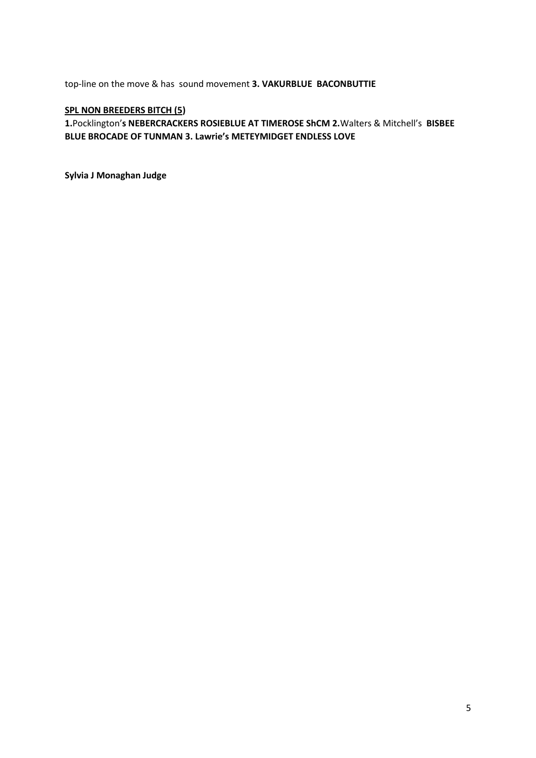top-line on the move & has sound movement **3. VAKURBLUE BACONBUTTIE**

**SPL NON BREEDERS BITCH (5)**

**1.**Pocklington'**s NEBERCRACKERS ROSIEBLUE AT TIMEROSE ShCM 2.**Walters & Mitchell's **BISBEE BLUE BROCADE OF TUNMAN 3. Lawrie's METEYMIDGET ENDLESS LOVE**

**Sylvia J Monaghan Judge**